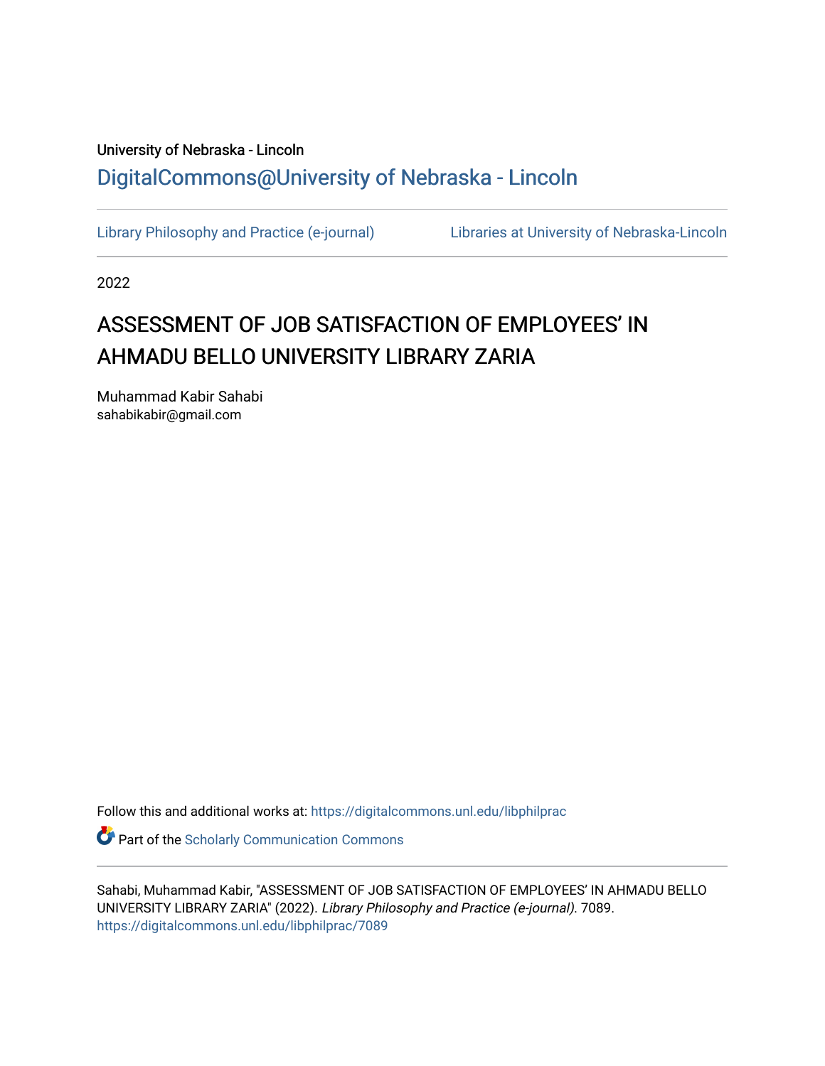University of Nebraska - Lincoln

DigitalCommons@University of Nebraska - Lincoln

Library Philosophy and Practice (e-journal)

Libraries at University of Nebraska-Lincoln

2022

# ASSESSMENT OF JOB SATISFACTION OF EMPLOYEES' IN AHMADU BELLO UNIVERSITY LIBRARY ZARIA

Muhammad Kabir Sahabi
sahabikabir@gmail.com

Follow this and additional works at: https://digitalcommons.unl.edu/libphilprac

Part of the Scholarly Communication Commons

Sahabi, Muhammad Kabir, "ASSESSMENT OF JOB SATISFACTION OF EMPLOYEES' IN AHMADU BELLO UNIVERSITY LIBRARY ZARIA" (2022). *Library Philosophy and Practice (e-journal)*. 7089.
https://digitalcommons.unl.edu/libphilprac/7089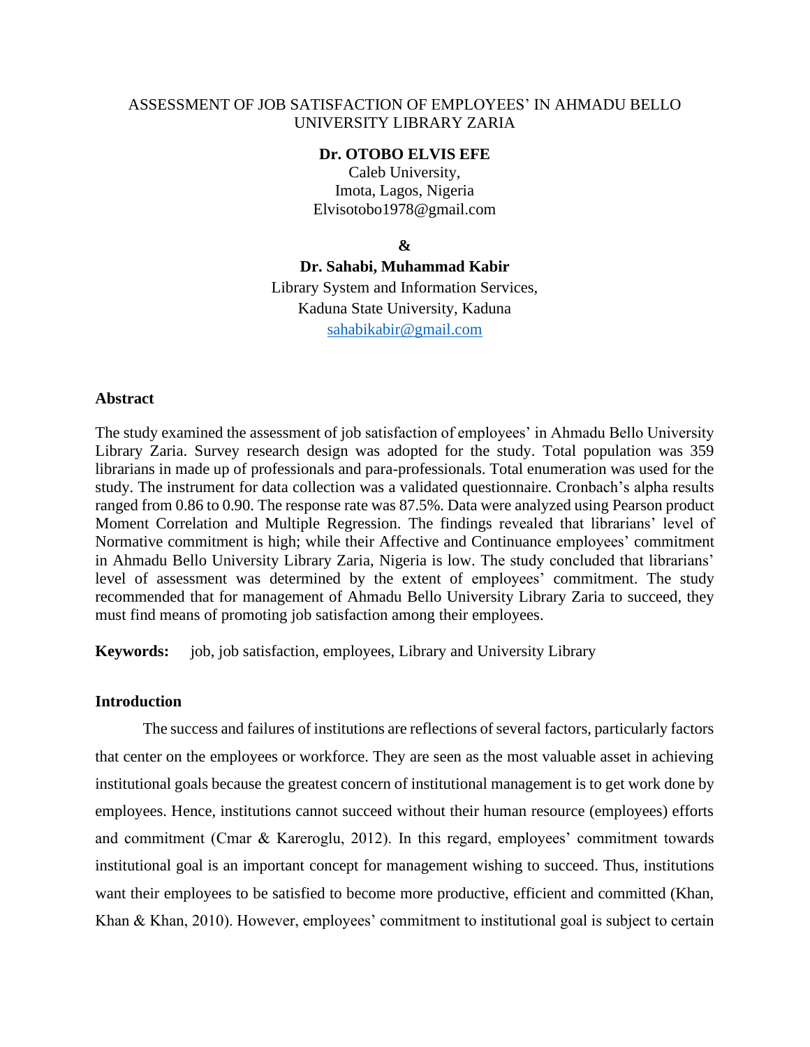ASSESSMENT OF JOB SATISFACTION OF EMPLOYEES' IN AHMADU BELLO UNIVERSITY LIBRARY ZARIA

**Dr. OTOBO ELVIS EFE**
Caleb University,
Imota, Lagos, Nigeria
Elvisotobo1978@gmail.com

**&**

**Dr. Sahabi, Muhammad Kabir**
Library System and Information Services,
Kaduna State University, Kaduna
sahabikabir@gmail.com

### Abstract

The study examined the assessment of job satisfaction of employees' in Ahmadu Bello University Library Zaria. Survey research design was adopted for the study. Total population was 359 librarians in made up of professionals and para-professionals. Total enumeration was used for the study. The instrument for data collection was a validated questionnaire. Cronbach's alpha results ranged from 0.86 to 0.90. The response rate was 87.5%. Data were analyzed using Pearson product Moment Correlation and Multiple Regression. The findings revealed that librarians' level of Normative commitment is high; while their Affective and Continuance employees' commitment in Ahmadu Bello University Library Zaria, Nigeria is low. The study concluded that librarians' level of assessment was determined by the extent of employees' commitment. The study recommended that for management of Ahmadu Bello University Library Zaria to succeed, they must find means of promoting job satisfaction among their employees.

**Keywords:** job, job satisfaction, employees, Library and University Library

### Introduction

The success and failures of institutions are reflections of several factors, particularly factors that center on the employees or workforce. They are seen as the most valuable asset in achieving institutional goals because the greatest concern of institutional management is to get work done by employees. Hence, institutions cannot succeed without their human resource (employees) efforts and commitment (Cmar & Kareroglu, 2012). In this regard, employees' commitment towards institutional goal is an important concept for management wishing to succeed. Thus, institutions want their employees to be satisfied to become more productive, efficient and committed (Khan, Khan & Khan, 2010). However, employees' commitment to institutional goal is subject to certain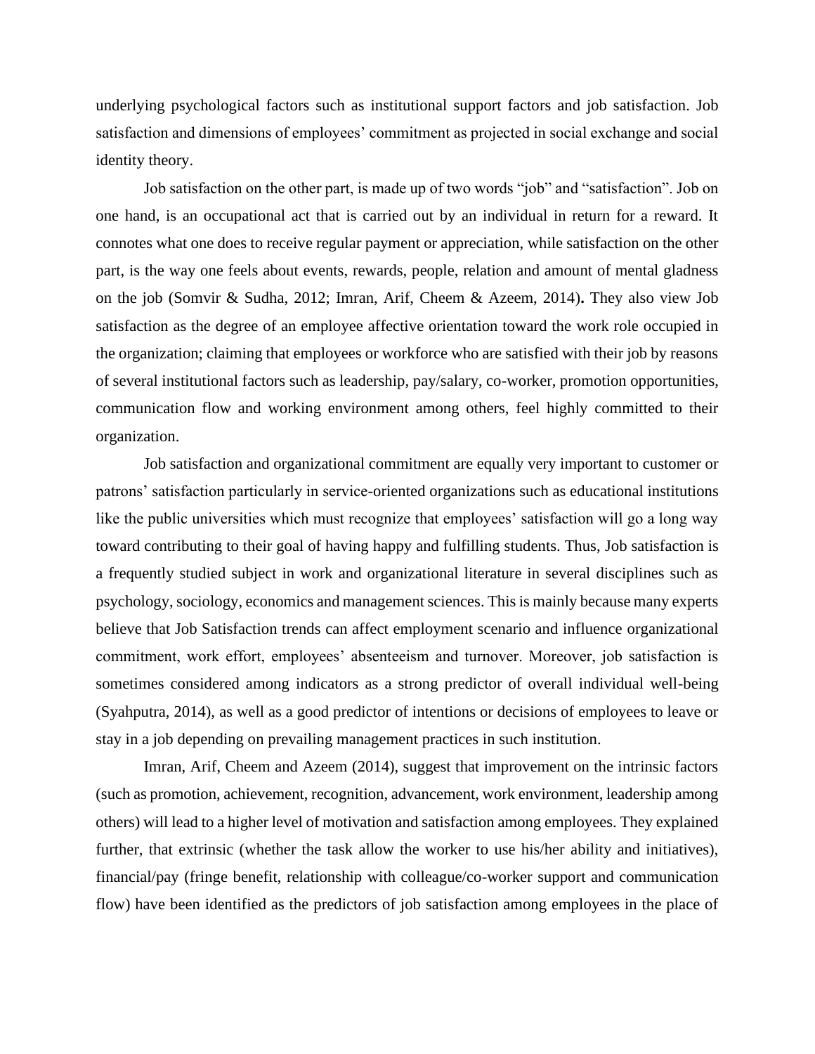underlying psychological factors such as institutional support factors and job satisfaction. Job satisfaction and dimensions of employees' commitment as projected in social exchange and social identity theory.

Job satisfaction on the other part, is made up of two words "job" and "satisfaction". Job on one hand, is an occupational act that is carried out by an individual in return for a reward. It connotes what one does to receive regular payment or appreciation, while satisfaction on the other part, is the way one feels about events, rewards, people, relation and amount of mental gladness on the job (Somvir & Sudha, 2012; Imran, Arif, Cheem & Azeem, 2014)**.** They also view Job satisfaction as the degree of an employee affective orientation toward the work role occupied in the organization; claiming that employees or workforce who are satisfied with their job by reasons of several institutional factors such as leadership, pay/salary, co-worker, promotion opportunities, communication flow and working environment among others, feel highly committed to their organization.

Job satisfaction and organizational commitment are equally very important to customer or patrons' satisfaction particularly in service-oriented organizations such as educational institutions like the public universities which must recognize that employees' satisfaction will go a long way toward contributing to their goal of having happy and fulfilling students. Thus, Job satisfaction is a frequently studied subject in work and organizational literature in several disciplines such as psychology, sociology, economics and management sciences. This is mainly because many experts believe that Job Satisfaction trends can affect employment scenario and influence organizational commitment, work effort, employees' absenteeism and turnover. Moreover, job satisfaction is sometimes considered among indicators as a strong predictor of overall individual well-being (Syahputra, 2014), as well as a good predictor of intentions or decisions of employees to leave or stay in a job depending on prevailing management practices in such institution.

Imran, Arif, Cheem and Azeem (2014), suggest that improvement on the intrinsic factors (such as promotion, achievement, recognition, advancement, work environment, leadership among others) will lead to a higher level of motivation and satisfaction among employees. They explained further, that extrinsic (whether the task allow the worker to use his/her ability and initiatives), financial/pay (fringe benefit, relationship with colleague/co-worker support and communication flow) have been identified as the predictors of job satisfaction among employees in the place of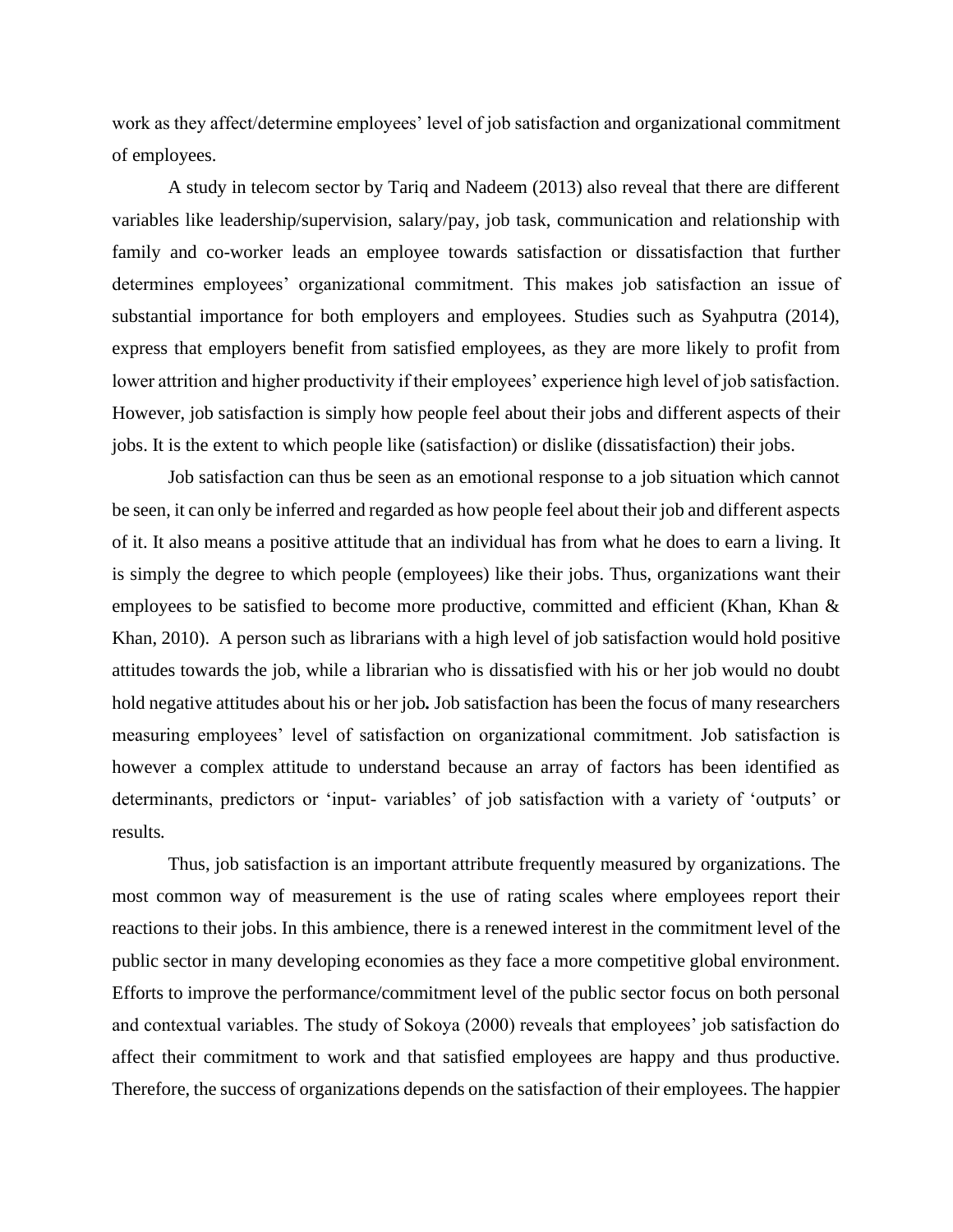work as they affect/determine employees' level of job satisfaction and organizational commitment of employees.

A study in telecom sector by Tariq and Nadeem (2013) also reveal that there are different variables like leadership/supervision, salary/pay, job task, communication and relationship with family and co-worker leads an employee towards satisfaction or dissatisfaction that further determines employees' organizational commitment. This makes job satisfaction an issue of substantial importance for both employers and employees. Studies such as Syahputra (2014), express that employers benefit from satisfied employees, as they are more likely to profit from lower attrition and higher productivity if their employees' experience high level of job satisfaction. However, job satisfaction is simply how people feel about their jobs and different aspects of their jobs. It is the extent to which people like (satisfaction) or dislike (dissatisfaction) their jobs.

Job satisfaction can thus be seen as an emotional response to a job situation which cannot be seen, it can only be inferred and regarded as how people feel about their job and different aspects of it. It also means a positive attitude that an individual has from what he does to earn a living. It is simply the degree to which people (employees) like their jobs. Thus, organizations want their employees to be satisfied to become more productive, committed and efficient (Khan, Khan & Khan, 2010). A person such as librarians with a high level of job satisfaction would hold positive attitudes towards the job, while a librarian who is dissatisfied with his or her job would no doubt hold negative attitudes about his or her job**.** Job satisfaction has been the focus of many researchers measuring employees' level of satisfaction on organizational commitment. Job satisfaction is however a complex attitude to understand because an array of factors has been identified as determinants, predictors or 'input- variables' of job satisfaction with a variety of 'outputs' or results.

Thus, job satisfaction is an important attribute frequently measured by organizations. The most common way of measurement is the use of rating scales where employees report their reactions to their jobs. In this ambience, there is a renewed interest in the commitment level of the public sector in many developing economies as they face a more competitive global environment. Efforts to improve the performance/commitment level of the public sector focus on both personal and contextual variables. The study of Sokoya (2000) reveals that employees' job satisfaction do affect their commitment to work and that satisfied employees are happy and thus productive. Therefore, the success of organizations depends on the satisfaction of their employees. The happier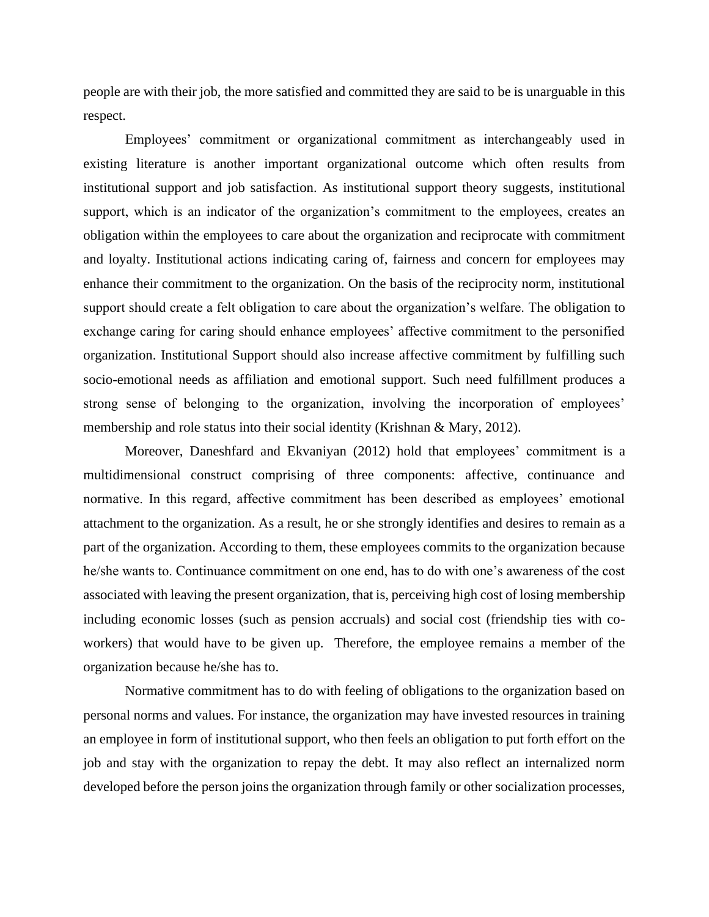people are with their job, the more satisfied and committed they are said to be is unarguable in this respect.

Employees' commitment or organizational commitment as interchangeably used in existing literature is another important organizational outcome which often results from institutional support and job satisfaction. As institutional support theory suggests, institutional support, which is an indicator of the organization's commitment to the employees, creates an obligation within the employees to care about the organization and reciprocate with commitment and loyalty. Institutional actions indicating caring of, fairness and concern for employees may enhance their commitment to the organization. On the basis of the reciprocity norm, institutional support should create a felt obligation to care about the organization's welfare. The obligation to exchange caring for caring should enhance employees' affective commitment to the personified organization. Institutional Support should also increase affective commitment by fulfilling such socio-emotional needs as affiliation and emotional support. Such need fulfillment produces a strong sense of belonging to the organization, involving the incorporation of employees' membership and role status into their social identity (Krishnan & Mary, 2012).

Moreover, Daneshfard and Ekvaniyan (2012) hold that employees' commitment is a multidimensional construct comprising of three components: affective, continuance and normative. In this regard, affective commitment has been described as employees' emotional attachment to the organization. As a result, he or she strongly identifies and desires to remain as a part of the organization. According to them, these employees commits to the organization because he/she wants to. Continuance commitment on one end, has to do with one's awareness of the cost associated with leaving the present organization, that is, perceiving high cost of losing membership including economic losses (such as pension accruals) and social cost (friendship ties with co-workers) that would have to be given up. Therefore, the employee remains a member of the organization because he/she has to.

Normative commitment has to do with feeling of obligations to the organization based on personal norms and values. For instance, the organization may have invested resources in training an employee in form of institutional support, who then feels an obligation to put forth effort on the job and stay with the organization to repay the debt. It may also reflect an internalized norm developed before the person joins the organization through family or other socialization processes,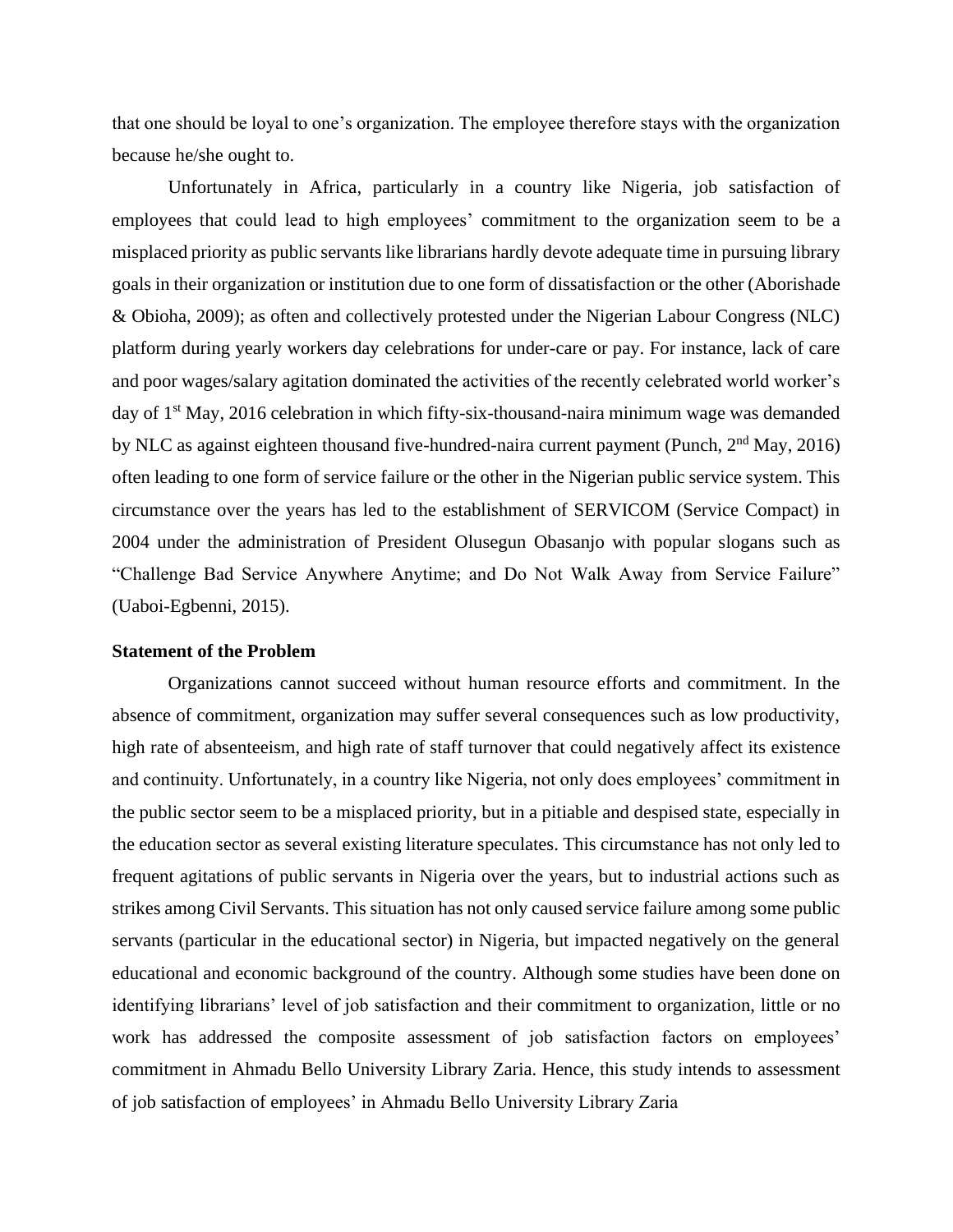that one should be loyal to one's organization. The employee therefore stays with the organization because he/she ought to.

Unfortunately in Africa, particularly in a country like Nigeria, job satisfaction of employees that could lead to high employees' commitment to the organization seem to be a misplaced priority as public servants like librarians hardly devote adequate time in pursuing library goals in their organization or institution due to one form of dissatisfaction or the other (Aborishade & Obioha, 2009); as often and collectively protested under the Nigerian Labour Congress (NLC) platform during yearly workers day celebrations for under-care or pay. For instance, lack of care and poor wages/salary agitation dominated the activities of the recently celebrated world worker's day of 1st May, 2016 celebration in which fifty-six-thousand-naira minimum wage was demanded by NLC as against eighteen thousand five-hundred-naira current payment (Punch, 2nd May, 2016) often leading to one form of service failure or the other in the Nigerian public service system. This circumstance over the years has led to the establishment of SERVICOM (Service Compact) in 2004 under the administration of President Olusegun Obasanjo with popular slogans such as "Challenge Bad Service Anywhere Anytime; and Do Not Walk Away from Service Failure" (Uaboi-Egbenni, 2015).

**Statement of the Problem**

Organizations cannot succeed without human resource efforts and commitment. In the absence of commitment, organization may suffer several consequences such as low productivity, high rate of absenteeism, and high rate of staff turnover that could negatively affect its existence and continuity. Unfortunately, in a country like Nigeria, not only does employees' commitment in the public sector seem to be a misplaced priority, but in a pitiable and despised state, especially in the education sector as several existing literature speculates. This circumstance has not only led to frequent agitations of public servants in Nigeria over the years, but to industrial actions such as strikes among Civil Servants. This situation has not only caused service failure among some public servants (particular in the educational sector) in Nigeria, but impacted negatively on the general educational and economic background of the country. Although some studies have been done on identifying librarians' level of job satisfaction and their commitment to organization, little or no work has addressed the composite assessment of job satisfaction factors on employees' commitment in Ahmadu Bello University Library Zaria. Hence, this study intends to assessment of job satisfaction of employees' in Ahmadu Bello University Library Zaria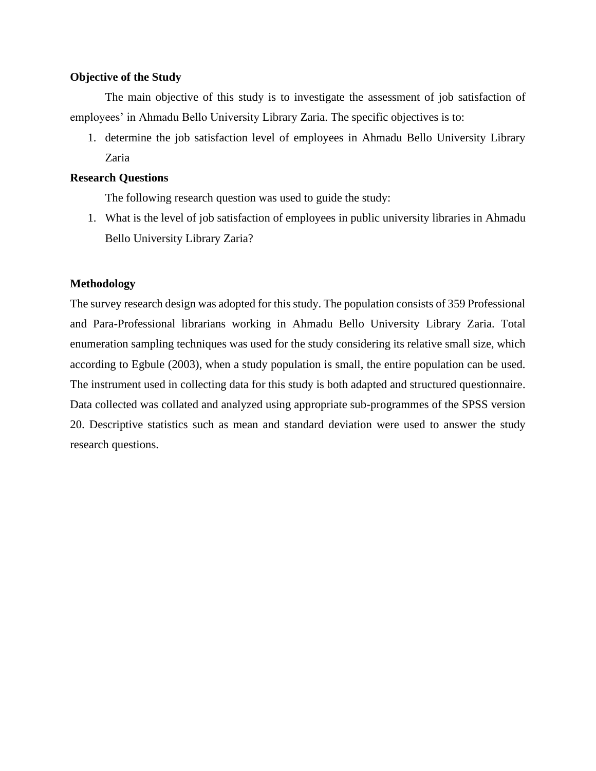**Objective of the Study**

The main objective of this study is to investigate the assessment of job satisfaction of employees' in Ahmadu Bello University Library Zaria. The specific objectives is to:

1. determine the job satisfaction level of employees in Ahmadu Bello University Library Zaria

**Research Questions**

The following research question was used to guide the study:

1. What is the level of job satisfaction of employees in public university libraries in Ahmadu Bello University Library Zaria?

**Methodology**

The survey research design was adopted for this study. The population consists of 359 Professional and Para-Professional librarians working in Ahmadu Bello University Library Zaria. Total enumeration sampling techniques was used for the study considering its relative small size, which according to Egbule (2003), when a study population is small, the entire population can be used. The instrument used in collecting data for this study is both adapted and structured questionnaire. Data collected was collated and analyzed using appropriate sub-programmes of the SPSS version 20. Descriptive statistics such as mean and standard deviation were used to answer the study research questions.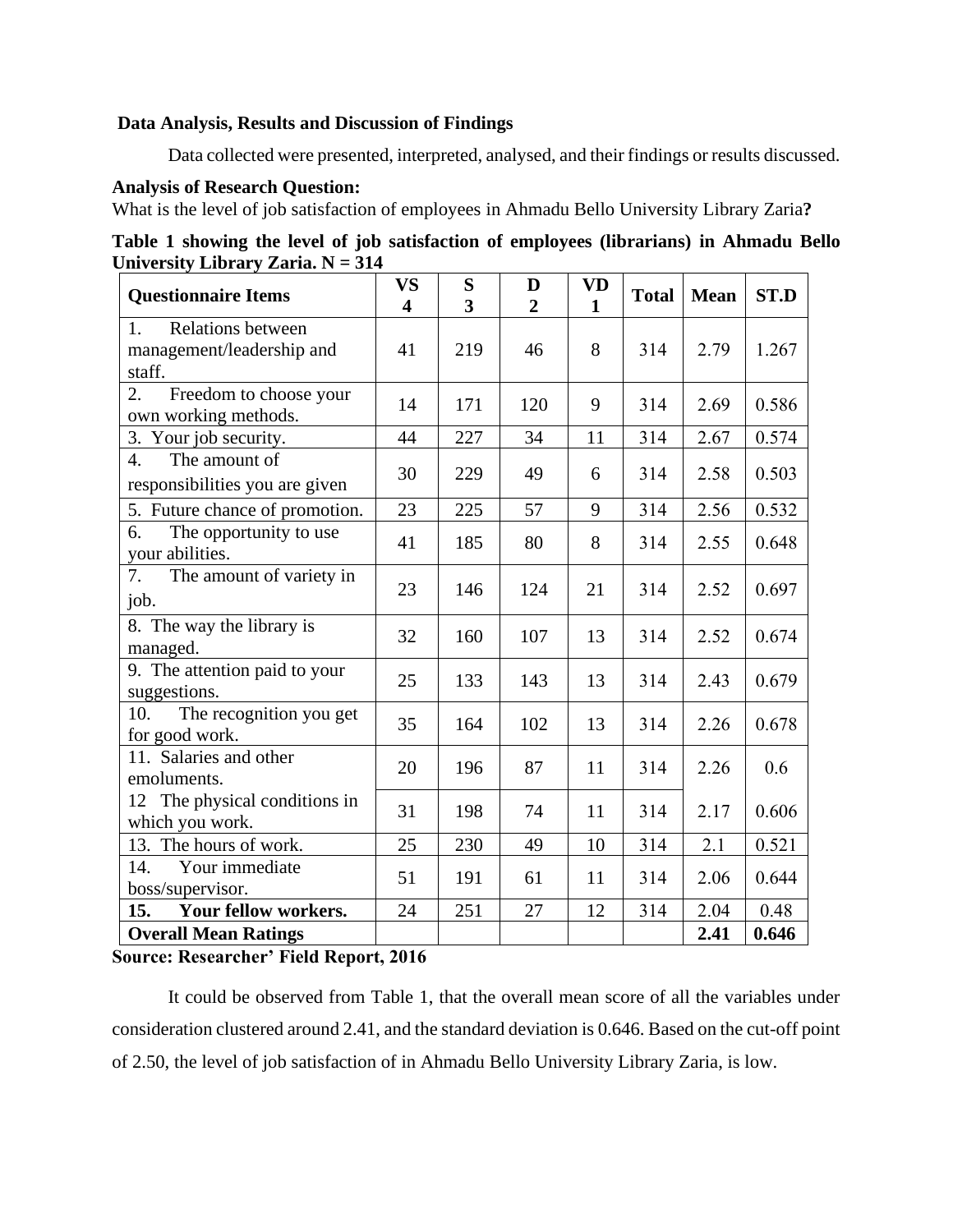**Data Analysis, Results and Discussion of Findings**

Data collected were presented, interpreted, analysed, and their findings or results discussed.

**Analysis of Research Question:**

What is the level of job satisfaction of employees in Ahmadu Bello University Library Zaria**?**

**Table 1 showing the level of job satisfaction of employees (librarians) in Ahmadu Bello University Library Zaria. N = 314**

| Questionnaire Items | VS 4 | S 3 | D 2 | VD 1 | Total | Mean | ST.D |
|---|---|---|---|---|---|---|---|
| 1. Relations between management/leadership and staff. | 41 | 219 | 46 | 8 | 314 | 2.79 | 1.267 |
| 2. Freedom to choose your own working methods. | 14 | 171 | 120 | 9 | 314 | 2.69 | 0.586 |
| 3. Your job security. | 44 | 227 | 34 | 11 | 314 | 2.67 | 0.574 |
| 4. The amount of responsibilities you are given | 30 | 229 | 49 | 6 | 314 | 2.58 | 0.503 |
| 5. Future chance of promotion. | 23 | 225 | 57 | 9 | 314 | 2.56 | 0.532 |
| 6. The opportunity to use your abilities. | 41 | 185 | 80 | 8 | 314 | 2.55 | 0.648 |
| 7. The amount of variety in job. | 23 | 146 | 124 | 21 | 314 | 2.52 | 0.697 |
| 8. The way the library is managed. | 32 | 160 | 107 | 13 | 314 | 2.52 | 0.674 |
| 9. The attention paid to your suggestions. | 25 | 133 | 143 | 13 | 314 | 2.43 | 0.679 |
| 10. The recognition you get for good work. | 35 | 164 | 102 | 13 | 314 | 2.26 | 0.678 |
| 11. Salaries and other emoluments. | 20 | 196 | 87 | 11 | 314 | 2.26 | 0.6 |
| 12 The physical conditions in which you work. | 31 | 198 | 74 | 11 | 314 | 2.17 | 0.606 |
| 13. The hours of work. | 25 | 230 | 49 | 10 | 314 | 2.1 | 0.521 |
| 14. Your immediate boss/supervisor. | 51 | 191 | 61 | 11 | 314 | 2.06 | 0.644 |
| **15. Your fellow workers.** | 24 | 251 | 27 | 12 | 314 | 2.04 | 0.48 |
| **Overall Mean Ratings** | | | | | | **2.41** | **0.646** |

**Source: Researcher' Field Report, 2016**

It could be observed from Table 1, that the overall mean score of all the variables under consideration clustered around 2.41, and the standard deviation is 0.646. Based on the cut-off point of 2.50, the level of job satisfaction of in Ahmadu Bello University Library Zaria, is low.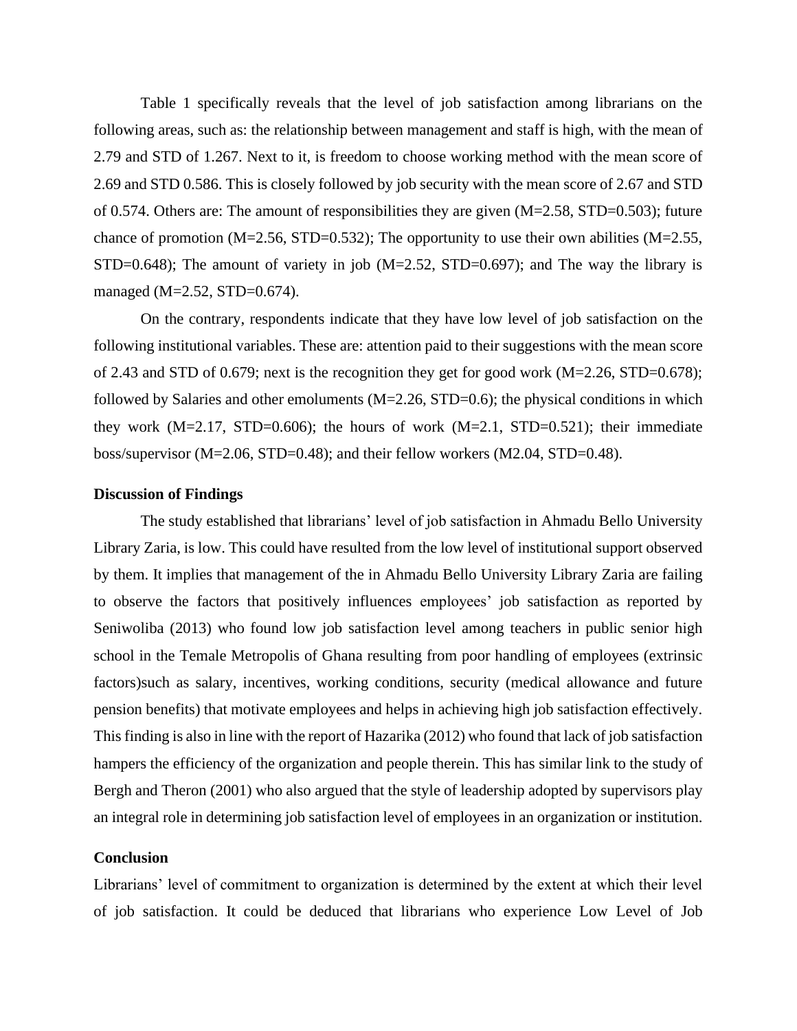Table 1 specifically reveals that the level of job satisfaction among librarians on the following areas, such as: the relationship between management and staff is high, with the mean of 2.79 and STD of 1.267. Next to it, is freedom to choose working method with the mean score of 2.69 and STD 0.586. This is closely followed by job security with the mean score of 2.67 and STD of 0.574. Others are: The amount of responsibilities they are given (M=2.58, STD=0.503); future chance of promotion (M=2.56, STD=0.532); The opportunity to use their own abilities (M=2.55, STD=0.648); The amount of variety in job (M=2.52, STD=0.697); and The way the library is managed (M=2.52, STD=0.674).

On the contrary, respondents indicate that they have low level of job satisfaction on the following institutional variables. These are: attention paid to their suggestions with the mean score of 2.43 and STD of 0.679; next is the recognition they get for good work (M=2.26, STD=0.678); followed by Salaries and other emoluments (M=2.26, STD=0.6); the physical conditions in which they work (M=2.17, STD=0.606); the hours of work (M=2.1, STD=0.521); their immediate boss/supervisor (M=2.06, STD=0.48); and their fellow workers (M2.04, STD=0.48).

**Discussion of Findings**

The study established that librarians' level of job satisfaction in Ahmadu Bello University Library Zaria, is low. This could have resulted from the low level of institutional support observed by them. It implies that management of the in Ahmadu Bello University Library Zaria are failing to observe the factors that positively influences employees' job satisfaction as reported by Seniwoliba (2013) who found low job satisfaction level among teachers in public senior high school in the Temale Metropolis of Ghana resulting from poor handling of employees (extrinsic factors)such as salary, incentives, working conditions, security (medical allowance and future pension benefits) that motivate employees and helps in achieving high job satisfaction effectively. This finding is also in line with the report of Hazarika (2012) who found that lack of job satisfaction hampers the efficiency of the organization and people therein. This has similar link to the study of Bergh and Theron (2001) who also argued that the style of leadership adopted by supervisors play an integral role in determining job satisfaction level of employees in an organization or institution.

**Conclusion**

Librarians' level of commitment to organization is determined by the extent at which their level of job satisfaction. It could be deduced that librarians who experience Low Level of Job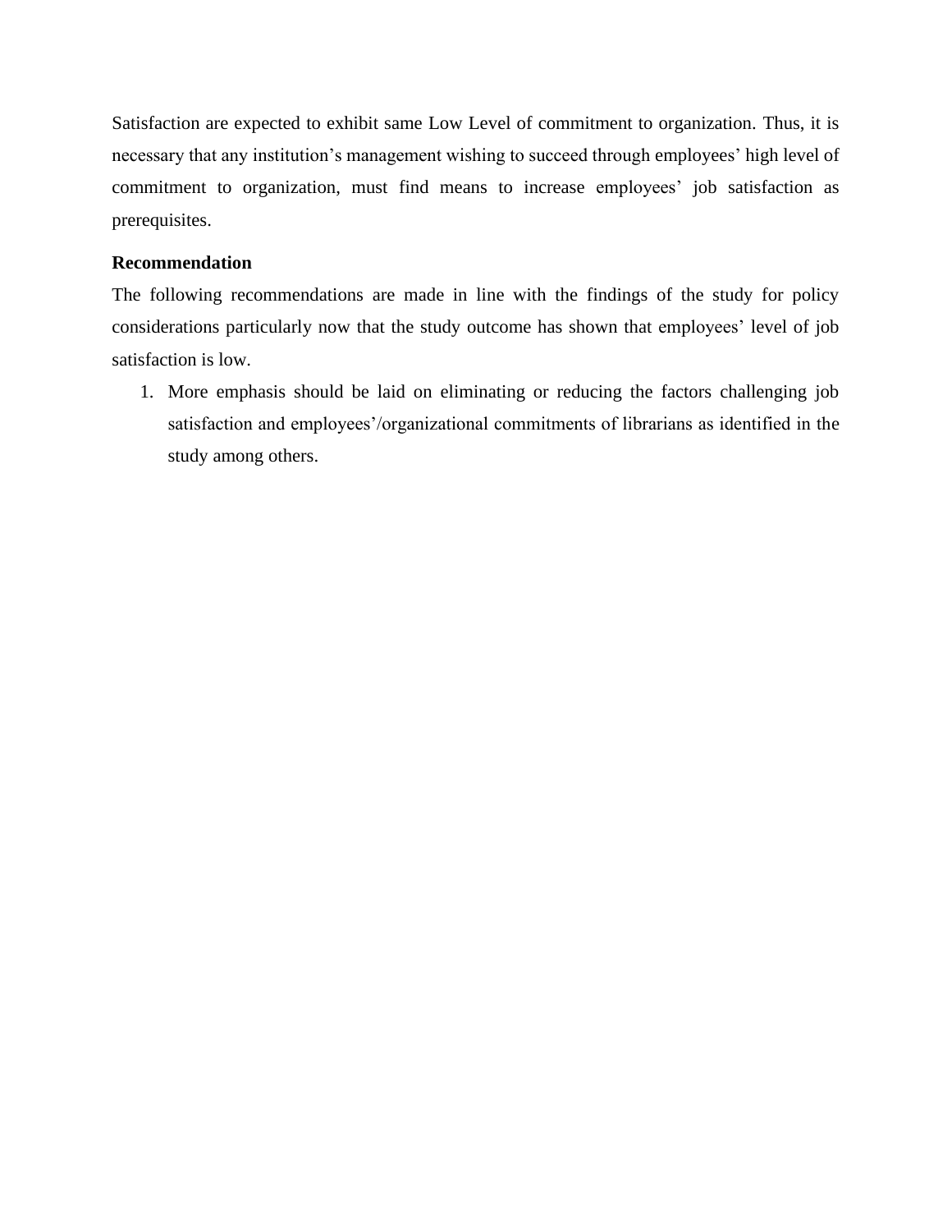Satisfaction are expected to exhibit same Low Level of commitment to organization. Thus, it is necessary that any institution's management wishing to succeed through employees' high level of commitment to organization, must find means to increase employees' job satisfaction as prerequisites.

**Recommendation**

The following recommendations are made in line with the findings of the study for policy considerations particularly now that the study outcome has shown that employees' level of job satisfaction is low.

1. More emphasis should be laid on eliminating or reducing the factors challenging job satisfaction and employees'/organizational commitments of librarians as identified in the study among others.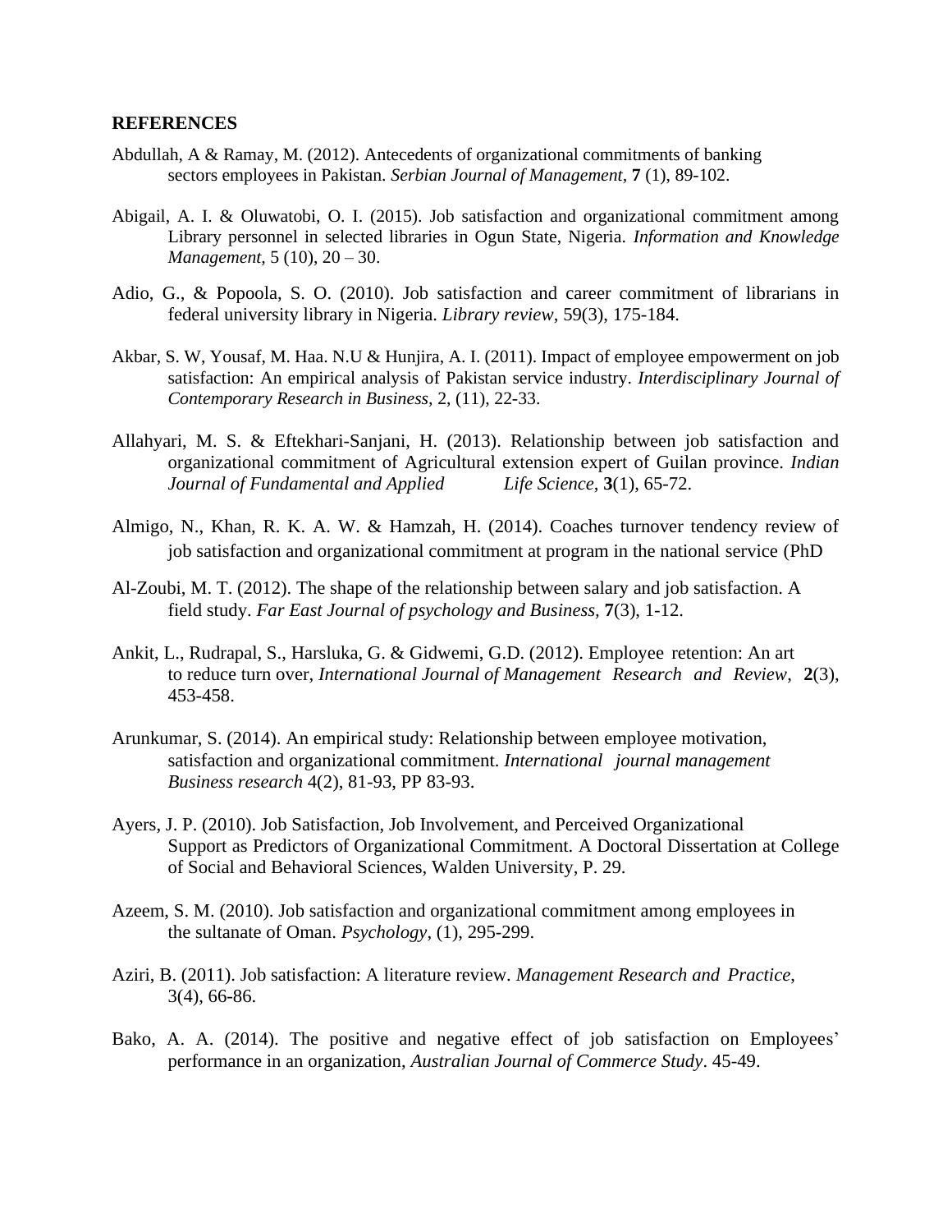**REFERENCES**

Abdullah, A & Ramay, M. (2012). Antecedents of organizational commitments of banking sectors employees in Pakistan. *Serbian Journal of Management*, **7** (1), 89-102.

Abigail, A. I. & Oluwatobi, O. I. (2015). Job satisfaction and organizational commitment among Library personnel in selected libraries in Ogun State, Nigeria. *Information and Knowledge Management*, 5 (10), 20 – 30.

Adio, G., & Popoola, S. O. (2010). Job satisfaction and career commitment of librarians in federal university library in Nigeria. *Library review*, 59(3), 175-184.

Akbar, S. W, Yousaf, M. Haa. N.U & Hunjira, A. I. (2011). Impact of employee empowerment on job satisfaction: An empirical analysis of Pakistan service industry. *Interdisciplinary Journal of Contemporary Research in Business*, 2, (11), 22-33.

Allahyari, M. S. & Eftekhari-Sanjani, H. (2013). Relationship between job satisfaction and organizational commitment of Agricultural extension expert of Guilan province. *Indian Journal of Fundamental and Applied Life Science*, **3**(1), 65-72.

Almigo, N., Khan, R. K. A. W. & Hamzah, H. (2014). Coaches turnover tendency review of job satisfaction and organizational commitment at program in the national service (PhD

Al-Zoubi, M. T. (2012). The shape of the relationship between salary and job satisfaction. A field study. *Far East Journal of psychology and Business*, **7**(3), 1-12.

Ankit, L., Rudrapal, S., Harsluka, G. & Gidwemi, G.D. (2012). Employee retention: An art to reduce turn over, *International Journal of Management Research and Review*, **2**(3), 453-458.

Arunkumar, S. (2014). An empirical study: Relationship between employee motivation, satisfaction and organizational commitment. *International journal management Business research* 4(2), 81-93, PP 83-93.

Ayers, J. P. (2010). Job Satisfaction, Job Involvement, and Perceived Organizational Support as Predictors of Organizational Commitment. A Doctoral Dissertation at College of Social and Behavioral Sciences, Walden University, P. 29.

Azeem, S. M. (2010). Job satisfaction and organizational commitment among employees in the sultanate of Oman. *Psychology*, (1), 295-299.

Aziri, B. (2011). Job satisfaction: A literature review. *Management Research and Practice*, 3(4), 66-86.

Bako, A. A. (2014). The positive and negative effect of job satisfaction on Employees' performance in an organization, *Australian Journal of Commerce Study*. 45-49.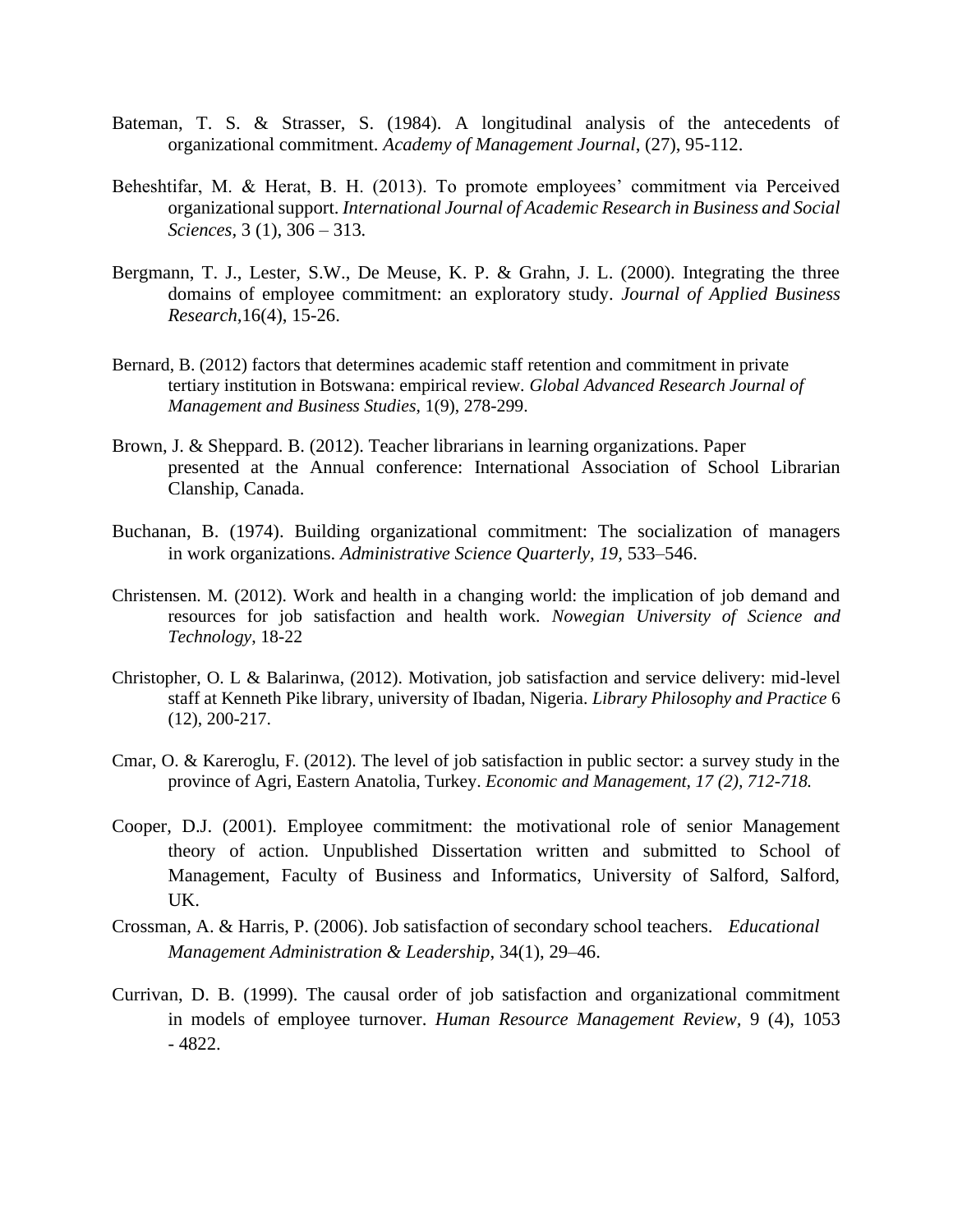Bateman, T. S. & Strasser, S. (1984). A longitudinal analysis of the antecedents of organizational commitment. *Academy of Management Journal*, (27), 95-112.

Beheshtifar, M. & Herat, B. H. (2013). To promote employees' commitment via Perceived organizational support. *International Journal of Academic Research in Business and Social Sciences*, 3 (1), 306 – 313.

Bergmann, T. J., Lester, S.W., De Meuse, K. P. & Grahn, J. L. (2000). Integrating the three domains of employee commitment: an exploratory study. *Journal of Applied Business Research*,16(4), 15-26.

Bernard, B. (2012) factors that determines academic staff retention and commitment in private tertiary institution in Botswana: empirical review. *Global Advanced Research Journal of Management and Business Studies*, 1(9), 278-299.

Brown, J. & Sheppard. B. (2012). Teacher librarians in learning organizations. Paper presented at the Annual conference: International Association of School Librarian Clanship, Canada.

Buchanan, B. (1974). Building organizational commitment: The socialization of managers in work organizations. *Administrative Science Quarterly, 19*, 533–546.

Christensen. M. (2012). Work and health in a changing world: the implication of job demand and resources for job satisfaction and health work. *Nowegian University of Science and Technology*, 18-22

Christopher, O. L & Balarinwa, (2012). Motivation, job satisfaction and service delivery: mid-level staff at Kenneth Pike library, university of Ibadan, Nigeria. *Library Philosophy and Practice* 6 (12), 200-217.

Cmar, O. & Kareroglu, F. (2012). The level of job satisfaction in public sector: a survey study in the province of Agri, Eastern Anatolia, Turkey. *Economic and Management, 17 (2), 712-718.*

Cooper, D.J. (2001). Employee commitment: the motivational role of senior Management theory of action. Unpublished Dissertation written and submitted to School of Management, Faculty of Business and Informatics, University of Salford, Salford, UK.

Crossman, A. & Harris, P. (2006). Job satisfaction of secondary school teachers. *Educational Management Administration & Leadership*, 34(1), 29–46.

Currivan, D. B. (1999). The causal order of job satisfaction and organizational commitment in models of employee turnover. *Human Resource Management Review*, 9 (4), 1053 - 4822.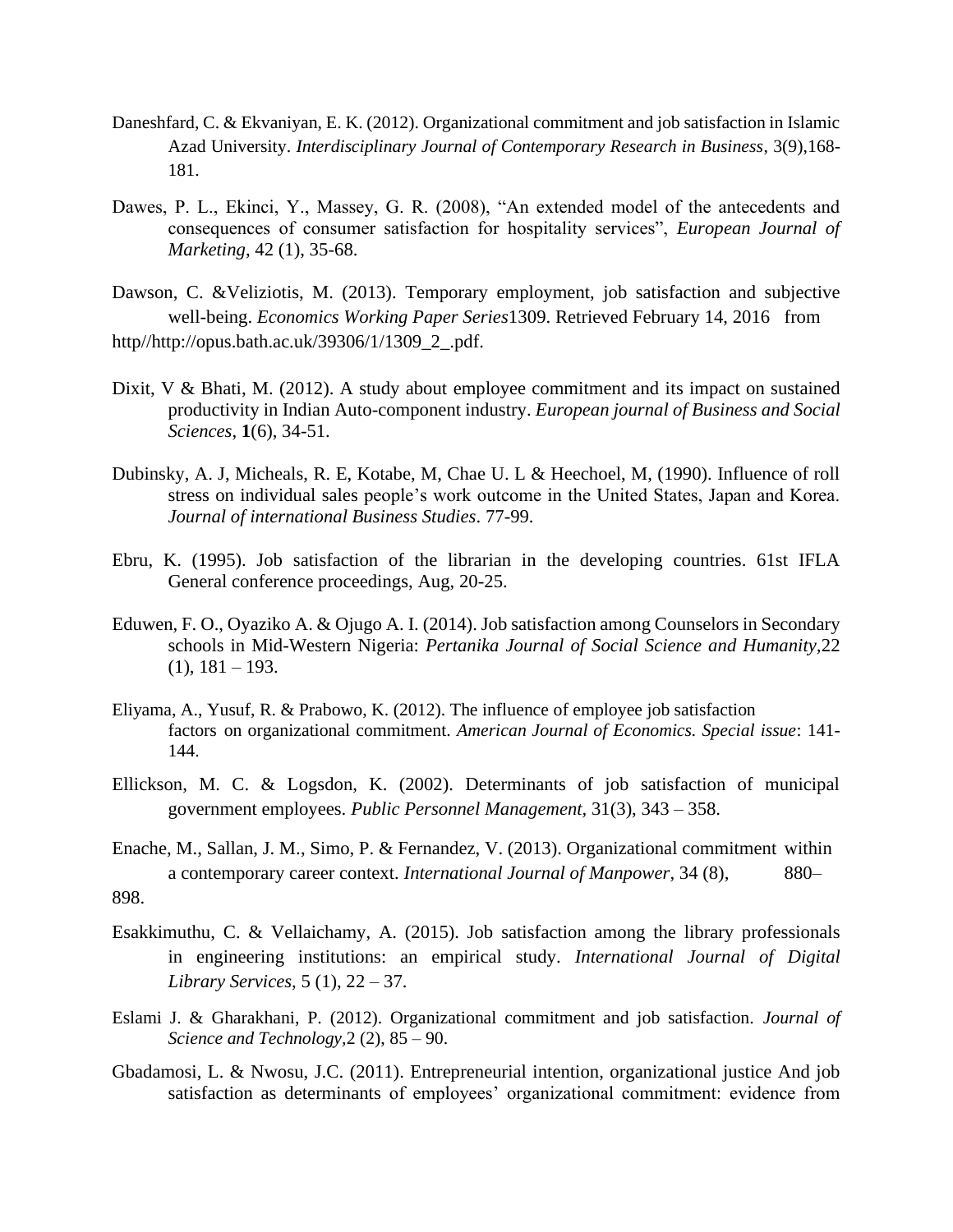Daneshfard, C. & Ekvaniyan, E. K. (2012). Organizational commitment and job satisfaction in Islamic Azad University. *Interdisciplinary Journal of Contemporary Research in Business*, 3(9),168-181.

Dawes, P. L., Ekinci, Y., Massey, G. R. (2008), "An extended model of the antecedents and consequences of consumer satisfaction for hospitality services", *European Journal of Marketing*, 42 (1), 35-68.

Dawson, C. &Veliziotis, M. (2013). Temporary employment, job satisfaction and subjective well-being. *Economics Working Paper Series*1309. Retrieved February 14, 2016 from http//http://opus.bath.ac.uk/39306/1/1309_2_.pdf.

Dixit, V & Bhati, M. (2012). A study about employee commitment and its impact on sustained productivity in Indian Auto-component industry. *European journal of Business and Social Sciences*, **1**(6), 34-51.

Dubinsky, A. J, Micheals, R. E, Kotabe, M, Chae U. L & Heechoel, M, (1990). Influence of roll stress on individual sales people's work outcome in the United States, Japan and Korea. *Journal of international Business Studies*. 77-99.

Ebru, K. (1995). Job satisfaction of the librarian in the developing countries. 61st IFLA General conference proceedings, Aug, 20-25.

Eduwen, F. O., Oyaziko A. & Ojugo A. I. (2014). Job satisfaction among Counselors in Secondary schools in Mid-Western Nigeria: *Pertanika Journal of Social Science and Humanity*,22 (1), 181 – 193.

Eliyama, A., Yusuf, R. & Prabowo, K. (2012). The influence of employee job satisfaction factors on organizational commitment. *American Journal of Economics. Special issue*: 141-144.

Ellickson, M. C. & Logsdon, K. (2002). Determinants of job satisfaction of municipal government employees. *Public Personnel Management*, 31(3), 343 – 358.

Enache, M., Sallan, J. M., Simo, P. & Fernandez, V. (2013). Organizational commitment within a contemporary career context. *International Journal of Manpower*, 34 (8), 880–898.

Esakkimuthu, C. & Vellaichamy, A. (2015). Job satisfaction among the library professionals in engineering institutions: an empirical study. *International Journal of Digital Library Services*, 5 (1), 22 – 37.

Eslami J. & Gharakhani, P. (2012). Organizational commitment and job satisfaction. *Journal of Science and Technology*,2 (2), 85 – 90.

Gbadamosi, L. & Nwosu, J.C. (2011). Entrepreneurial intention, organizational justice And job satisfaction as determinants of employees' organizational commitment: evidence from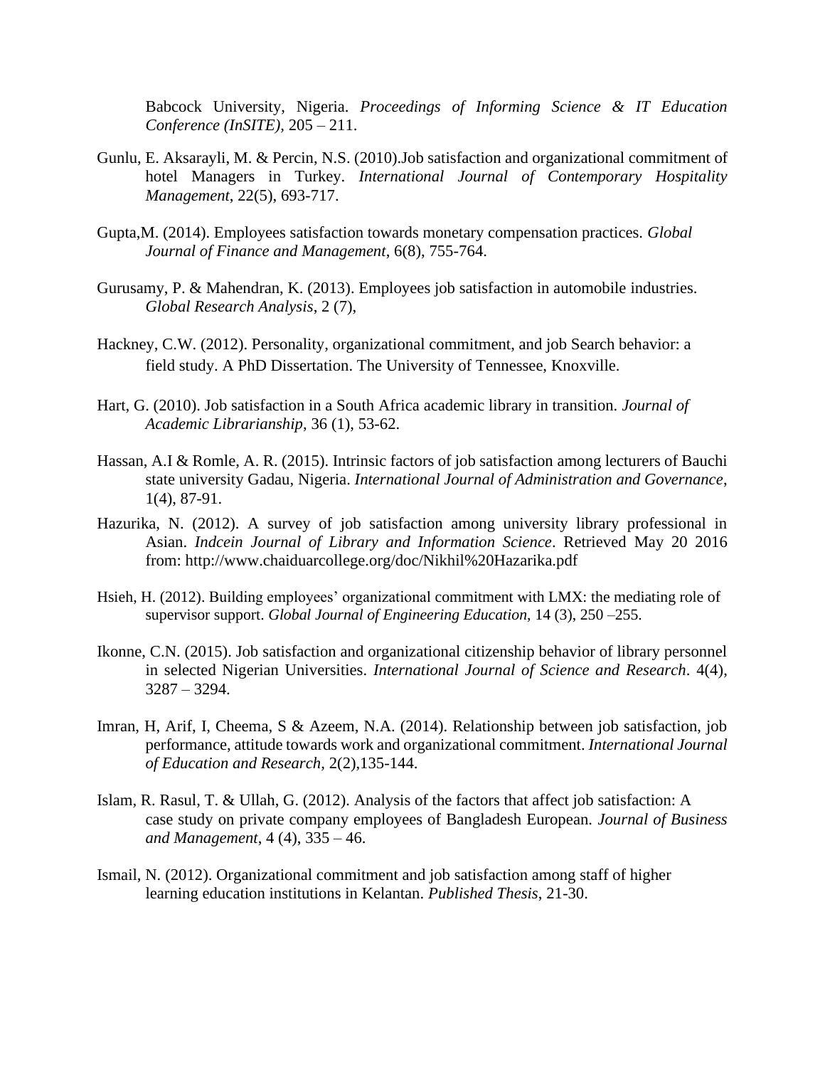Babcock University, Nigeria. *Proceedings of Informing Science & IT Education Conference (InSITE)*, 205 – 211.

Gunlu, E. Aksarayli, M. & Percin, N.S. (2010).Job satisfaction and organizational commitment of hotel Managers in Turkey. *International Journal of Contemporary Hospitality Management*, 22(5), 693-717.

Gupta,M. (2014). Employees satisfaction towards monetary compensation practices. *Global Journal of Finance and Management*, 6(8), 755-764.

Gurusamy, P. & Mahendran, K. (2013). Employees job satisfaction in automobile industries. *Global Research Analysis*, 2 (7),

Hackney, C.W. (2012). Personality, organizational commitment, and job Search behavior: a field study. A PhD Dissertation. The University of Tennessee, Knoxville.

Hart, G. (2010). Job satisfaction in a South Africa academic library in transition. *Journal of Academic Librarianship*, 36 (1), 53-62.

Hassan, A.I & Romle, A. R. (2015). Intrinsic factors of job satisfaction among lecturers of Bauchi state university Gadau, Nigeria. *International Journal of Administration and Governance*, 1(4), 87-91.

Hazurika, N. (2012). A survey of job satisfaction among university library professional in Asian. *Indcein Journal of Library and Information Science*. Retrieved May 20 2016 from: http://www.chaiduarcollege.org/doc/Nikhil%20Hazarika.pdf

Hsieh, H. (2012). Building employees' organizational commitment with LMX: the mediating role of supervisor support. *Global Journal of Engineering Education,* 14 (3), 250 –255.

Ikonne, C.N. (2015). Job satisfaction and organizational citizenship behavior of library personnel in selected Nigerian Universities. *International Journal of Science and Research*. 4(4), 3287 – 3294.

Imran, H, Arif, I, Cheema, S & Azeem, N.A. (2014). Relationship between job satisfaction, job performance, attitude towards work and organizational commitment. *International Journal of Education and Research*, 2(2),135-144.

Islam, R. Rasul, T. & Ullah, G. (2012). Analysis of the factors that affect job satisfaction: A case study on private company employees of Bangladesh European. *Journal of Business and Management*, 4 (4), 335 – 46.

Ismail, N. (2012). Organizational commitment and job satisfaction among staff of higher learning education institutions in Kelantan. *Published Thesis*, 21-30.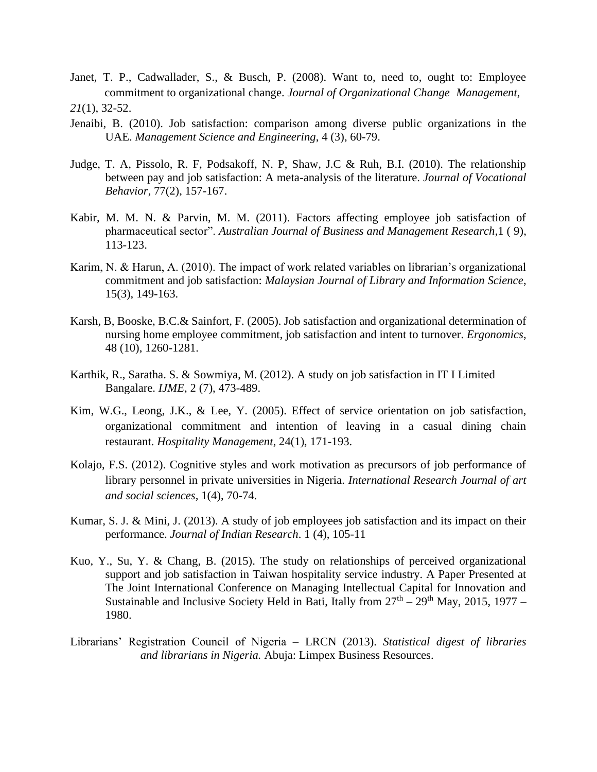Janet, T. P., Cadwallader, S., & Busch, P. (2008). Want to, need to, ought to: Employee commitment to organizational change. *Journal of Organizational Change Management, 21*(1), 32-52.

Jenaibi, B. (2010). Job satisfaction: comparison among diverse public organizations in the UAE. *Management Science and Engineering*, 4 (3), 60-79.

Judge, T. A, Pissolo, R. F, Podsakoff, N. P, Shaw, J.C & Ruh, B.I. (2010). The relationship between pay and job satisfaction: A meta-analysis of the literature. *Journal of Vocational Behavior*, 77(2), 157-167.

Kabir, M. M. N. & Parvin, M. M. (2011). Factors affecting employee job satisfaction of pharmaceutical sector". *Australian Journal of Business and Management Research*,1 ( 9), 113-123.

Karim, N. & Harun, A. (2010). The impact of work related variables on librarian's organizational commitment and job satisfaction: *Malaysian Journal of Library and Information Science*, 15(3), 149-163.

Karsh, B, Booske, B.C.& Sainfort, F. (2005). Job satisfaction and organizational determination of nursing home employee commitment, job satisfaction and intent to turnover. *Ergonomics*, 48 (10), 1260-1281.

Karthik, R., Saratha. S. & Sowmiya, M. (2012). A study on job satisfaction in IT I Limited Bangalare. *IJME*, 2 (7), 473-489.

Kim, W.G., Leong, J.K., & Lee, Y. (2005). Effect of service orientation on job satisfaction, organizational commitment and intention of leaving in a casual dining chain restaurant. *Hospitality Management*, 24(1), 171-193.

Kolajo, F.S. (2012). Cognitive styles and work motivation as precursors of job performance of library personnel in private universities in Nigeria. *International Research Journal of art and social sciences*, 1(4), 70-74.

Kumar, S. J. & Mini, J. (2013). A study of job employees job satisfaction and its impact on their performance. *Journal of Indian Research*. 1 (4), 105-11

Kuo, Y., Su, Y. & Chang, B. (2015). The study on relationships of perceived organizational support and job satisfaction in Taiwan hospitality service industry. A Paper Presented at The Joint International Conference on Managing Intellectual Capital for Innovation and Sustainable and Inclusive Society Held in Bati, Itally from $27^{th}$ – $29^{th}$ May, 2015, 1977 – 1980.

Librarians' Registration Council of Nigeria – LRCN (2013). *Statistical digest of libraries and librarians in Nigeria.* Abuja: Limpex Business Resources.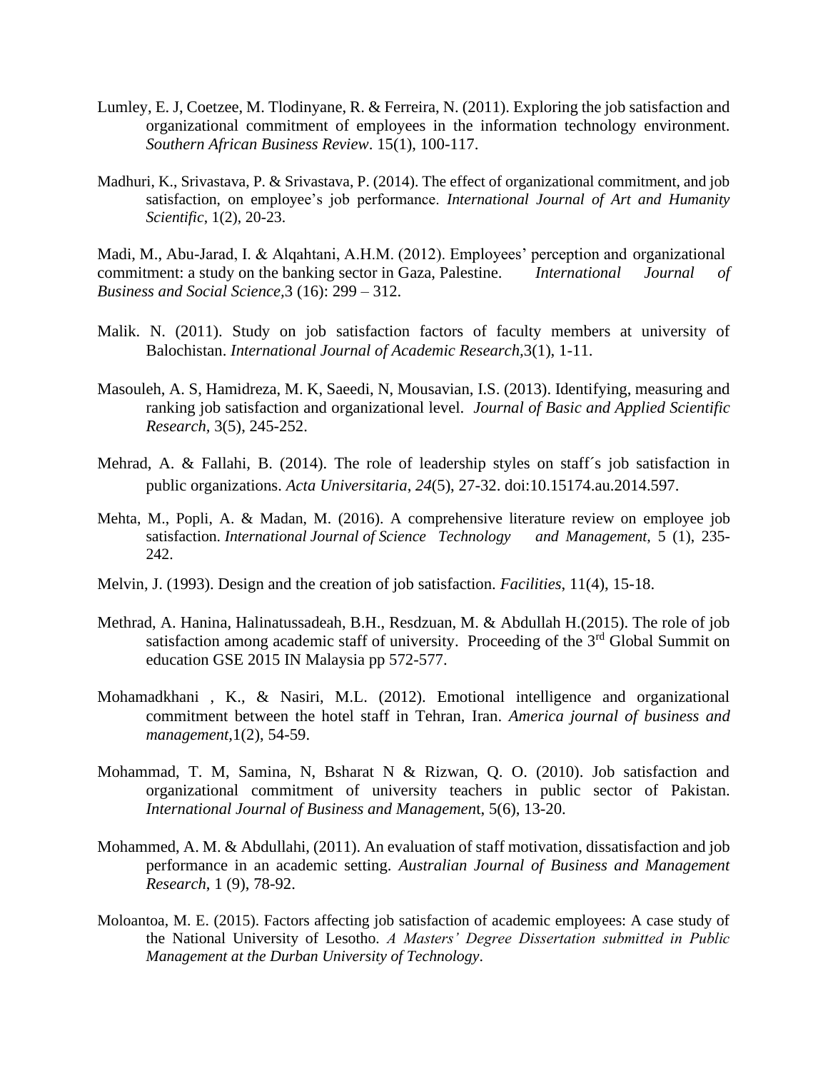Lumley, E. J, Coetzee, M. Tlodinyane, R. & Ferreira, N. (2011). Exploring the job satisfaction and organizational commitment of employees in the information technology environment. *Southern African Business Review*. 15(1), 100-117.

Madhuri, K., Srivastava, P. & Srivastava, P. (2014). The effect of organizational commitment, and job satisfaction, on employee's job performance. *International Journal of Art and Humanity Scientific*, 1(2), 20-23.

Madi, M., Abu-Jarad, I. & Alqahtani, A.H.M. (2012). Employees' perception and organizational commitment: a study on the banking sector in Gaza, Palestine. *International Journal of Business and Social Science,*3 (16): 299 – 312.

Malik. N. (2011). Study on job satisfaction factors of faculty members at university of Balochistan. *International Journal of Academic Research,*3(1), 1-11.

Masouleh, A. S, Hamidreza, M. K, Saeedi, N, Mousavian, I.S. (2013). Identifying, measuring and ranking job satisfaction and organizational level. *Journal of Basic and Applied Scientific Research*, 3(5), 245-252.

Mehrad, A. & Fallahi, B. (2014). The role of leadership styles on staff´s job satisfaction in public organizations. *Acta Universitaria*, *24*(5), 27-32. doi:10.15174.au.2014.597.

Mehta, M., Popli, A. & Madan, M. (2016). A comprehensive literature review on employee job satisfaction. *International Journal of Science Technology and Management*, 5 (1), 235-242.

Melvin, J. (1993). Design and the creation of job satisfaction. *Facilities*, 11(4), 15-18.

Methrad, A. Hanina, Halinatussadeah, B.H., Resdzuan, M. & Abdullah H.(2015). The role of job satisfaction among academic staff of university. Proceeding of the 3rd Global Summit on education GSE 2015 IN Malaysia pp 572-577.

Mohamadkhani , K., & Nasiri, M.L. (2012). Emotional intelligence and organizational commitment between the hotel staff in Tehran, Iran. *America journal of business and management,*1(2), 54-59.

Mohammad, T. M, Samina, N, Bsharat N & Rizwan, Q. O. (2010). Job satisfaction and organizational commitment of university teachers in public sector of Pakistan. *International Journal of Business and Managemen*t, 5(6), 13-20.

Mohammed, A. M. & Abdullahi, (2011). An evaluation of staff motivation, dissatisfaction and job performance in an academic setting. *Australian Journal of Business and Management Research*, 1 (9), 78-92.

Moloantoa, M. E. (2015). Factors affecting job satisfaction of academic employees: A case study of the National University of Lesotho. *A Masters' Degree Dissertation submitted in Public Management at the Durban University of Technology*.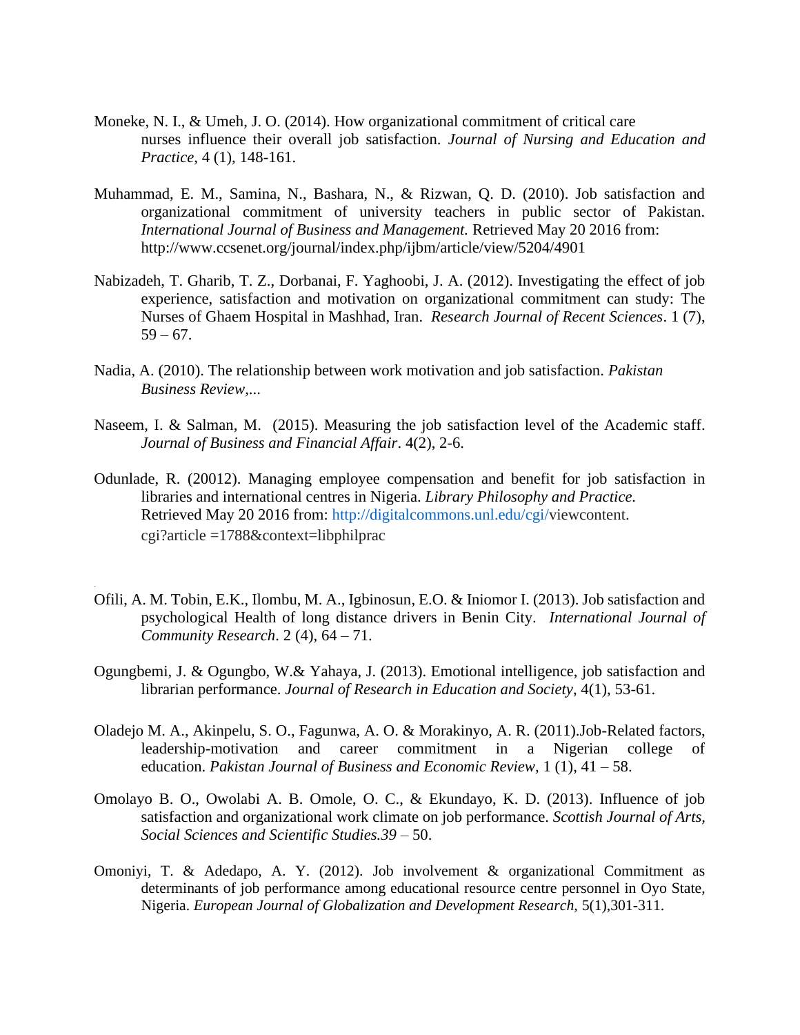Moneke, N. I., & Umeh, J. O. (2014). How organizational commitment of critical care nurses influence their overall job satisfaction. *Journal of Nursing and Education and Practice*, 4 (1), 148-161.

Muhammad, E. M., Samina, N., Bashara, N., & Rizwan, Q. D. (2010). Job satisfaction and organizational commitment of university teachers in public sector of Pakistan. *International Journal of Business and Management.* Retrieved May 20 2016 from: http://www.ccsenet.org/journal/index.php/ijbm/article/view/5204/4901

Nabizadeh, T. Gharib, T. Z., Dorbanai, F. Yaghoobi, J. A. (2012). Investigating the effect of job experience, satisfaction and motivation on organizational commitment can study: The Nurses of Ghaem Hospital in Mashhad, Iran. *Research Journal of Recent Sciences*. 1 (7), 59 – 67.

Nadia, A. (2010). The relationship between work motivation and job satisfaction. *Pakistan Business Review,...*

Naseem, I. & Salman, M. (2015). Measuring the job satisfaction level of the Academic staff. *Journal of Business and Financial Affair*. 4(2), 2-6.

Odunlade, R. (20012). Managing employee compensation and benefit for job satisfaction in libraries and international centres in Nigeria. *Library Philosophy and Practice.* Retrieved May 20 2016 from: http://digitalcommons.unl.edu/cgi/viewcontent. cgi?article =1788&context=libphilprac

Ofili, A. M. Tobin, E.K., Ilombu, M. A., Igbinosun, E.O. & Iniomor I. (2013). Job satisfaction and psychological Health of long distance drivers in Benin City. *International Journal of Community Research*. 2 (4), 64 – 71.

Ogungbemi, J. & Ogungbo, W.& Yahaya, J. (2013). Emotional intelligence, job satisfaction and librarian performance. *Journal of Research in Education and Society*, 4(1), 53-61.

Oladejo M. A., Akinpelu, S. O., Fagunwa, A. O. & Morakinyo, A. R. (2011).Job-Related factors, leadership-motivation and career commitment in a Nigerian college of education. *Pakistan Journal of Business and Economic Review*, 1 (1), 41 – 58.

Omolayo B. O., Owolabi A. B. Omole, O. C., & Ekundayo, K. D. (2013). Influence of job satisfaction and organizational work climate on job performance. *Scottish Journal of Arts, Social Sciences and Scientific Studies.39* – 50.

Omoniyi, T. & Adedapo, A. Y. (2012). Job involvement & organizational Commitment as determinants of job performance among educational resource centre personnel in Oyo State, Nigeria. *European Journal of Globalization and Development Research,* 5(1),301-311.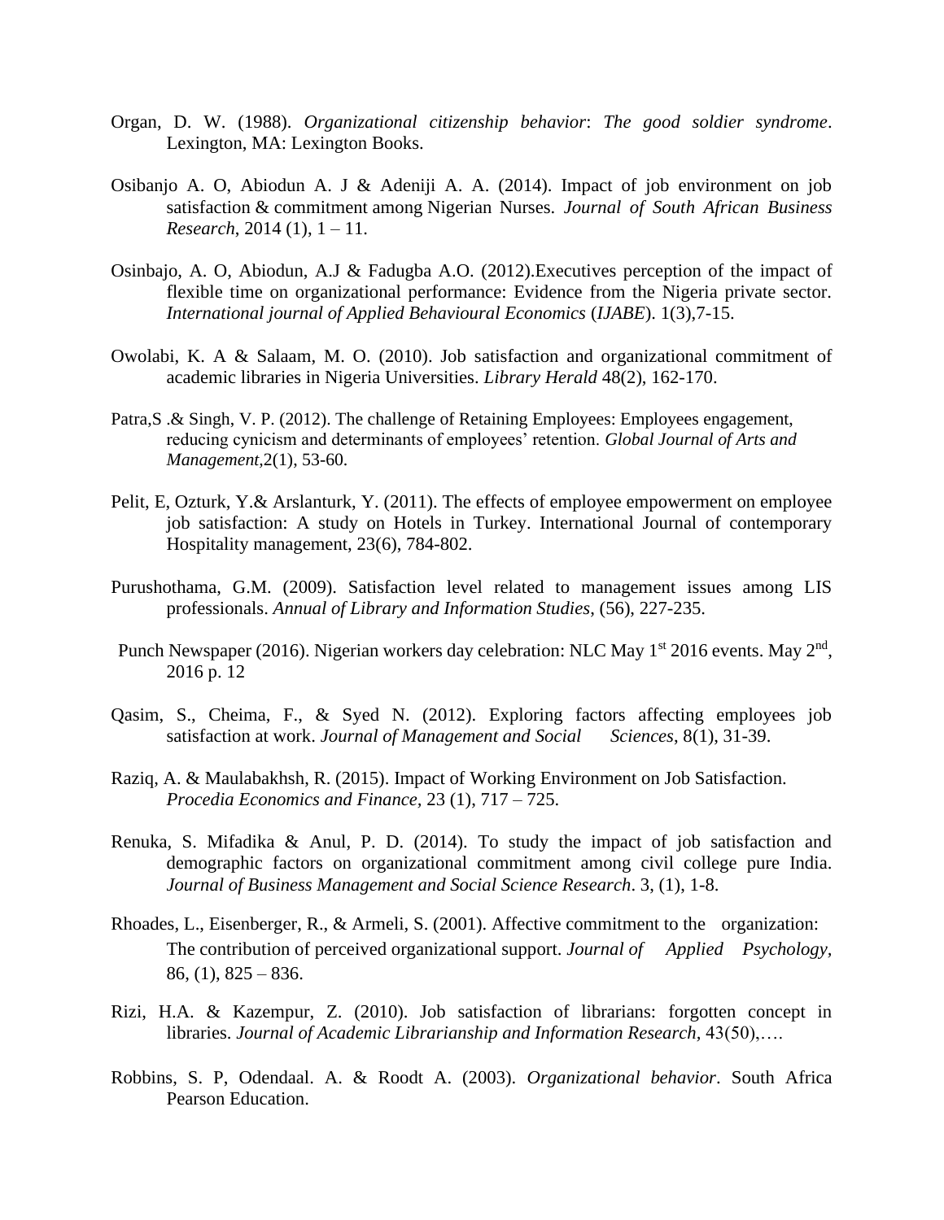Organ, D. W. (1988). *Organizational citizenship behavior*: *The good soldier syndrome*. Lexington, MA: Lexington Books.

Osibanjo A. O, Abiodun A. J & Adeniji A. A. (2014). Impact of job environment on job satisfaction & commitment among Nigerian Nurses. *Journal of South African Business Research*, 2014 (1), 1 – 11.

Osinbajo, A. O, Abiodun, A.J & Fadugba A.O. (2012).Executives perception of the impact of flexible time on organizational performance: Evidence from the Nigeria private sector. *International journal of Applied Behavioural Economics* (*IJABE*). 1(3),7-15.

Owolabi, K. A & Salaam, M. O. (2010). Job satisfaction and organizational commitment of academic libraries in Nigeria Universities. *Library Herald* 48(2), 162-170.

Patra,S .& Singh, V. P. (2012). The challenge of Retaining Employees: Employees engagement, reducing cynicism and determinants of employees' retention. *Global Journal of Arts and Management*,2(1), 53-60.

Pelit, E, Ozturk, Y.& Arslanturk, Y. (2011). The effects of employee empowerment on employee job satisfaction: A study on Hotels in Turkey. International Journal of contemporary Hospitality management, 23(6), 784-802.

Purushothama, G.M. (2009). Satisfaction level related to management issues among LIS professionals. *Annual of Library and Information Studies*, (56), 227-235.

Punch Newspaper (2016). Nigerian workers day celebration: NLC May 1st 2016 events. May 2nd, 2016 p. 12

Qasim, S., Cheima, F., & Syed N. (2012). Exploring factors affecting employees job satisfaction at work. *Journal of Management and Social Sciences*, 8(1), 31-39.

Raziq, A. & Maulabakhsh, R. (2015). Impact of Working Environment on Job Satisfaction. *Procedia Economics and Finance*, 23 (1), 717 – 725.

Renuka, S. Mifadika & Anul, P. D. (2014). To study the impact of job satisfaction and demographic factors on organizational commitment among civil college pure India. *Journal of Business Management and Social Science Research*. 3, (1), 1-8.

Rhoades, L., Eisenberger, R., & Armeli, S. (2001). Affective commitment to the organization: The contribution of perceived organizational support. *Journal of Applied Psychology*, 86, (1), 825 – 836.

Rizi, H.A. & Kazempur, Z. (2010). Job satisfaction of librarians: forgotten concept in libraries. *Journal of Academic Librarianship and Information Research*, 43(50),….

Robbins, S. P, Odendaal. A. & Roodt A. (2003). *Organizational behavior*. South Africa Pearson Education.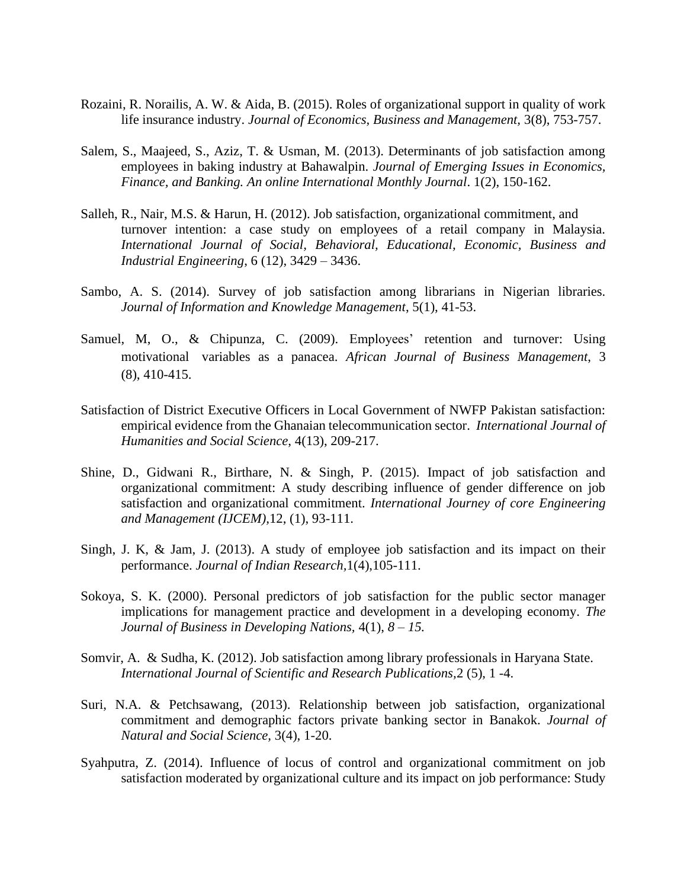Rozaini, R. Norailis, A. W. & Aida, B. (2015). Roles of organizational support in quality of work life insurance industry. *Journal of Economics, Business and Management,* 3(8), 753-757.

Salem, S., Maajeed, S., Aziz, T. & Usman, M. (2013). Determinants of job satisfaction among employees in baking industry at Bahawalpin. *Journal of Emerging Issues in Economics, Finance, and Banking. An online International Monthly Journal*. 1(2), 150-162.

Salleh, R., Nair, M.S. & Harun, H. (2012). Job satisfaction, organizational commitment, and turnover intention: a case study on employees of a retail company in Malaysia. *International Journal of Social, Behavioral, Educational, Economic, Business and Industrial Engineering,* 6 (12), 3429 – 3436.

Sambo, A. S. (2014). Survey of job satisfaction among librarians in Nigerian libraries. *Journal of Information and Knowledge Management*, 5(1), 41-53.

Samuel, M, O., & Chipunza, C. (2009). Employees' retention and turnover: Using motivational variables as a panacea. *African Journal of Business Management*, 3 (8), 410-415.

Satisfaction of District Executive Officers in Local Government of NWFP Pakistan satisfaction: empirical evidence from the Ghanaian telecommunication sector. *International Journal of Humanities and Social Science*, 4(13), 209-217.

Shine, D., Gidwani R., Birthare, N. & Singh, P. (2015). Impact of job satisfaction and organizational commitment: A study describing influence of gender difference on job satisfaction and organizational commitment. *International Journey of core Engineering and Management (IJCEM),*12, (1), 93-111.

Singh, J. K, & Jam, J. (2013). A study of employee job satisfaction and its impact on their performance. *Journal of Indian Research*,1(4),105-111.

Sokoya, S. K. (2000). Personal predictors of job satisfaction for the public sector manager implications for management practice and development in a developing economy. *The Journal of Business in Developing Nations,* 4(1), *8 – 15.*

Somvir, A. & Sudha, K. (2012). Job satisfaction among library professionals in Haryana State. *International Journal of Scientific and Research Publications,*2 (5), 1 -4.

Suri, N.A. & Petchsawang, (2013). Relationship between job satisfaction, organizational commitment and demographic factors private banking sector in Banakok. *Journal of Natural and Social Science,* 3(4), 1-20.

Syahputra, Z. (2014). Influence of locus of control and organizational commitment on job satisfaction moderated by organizational culture and its impact on job performance: Study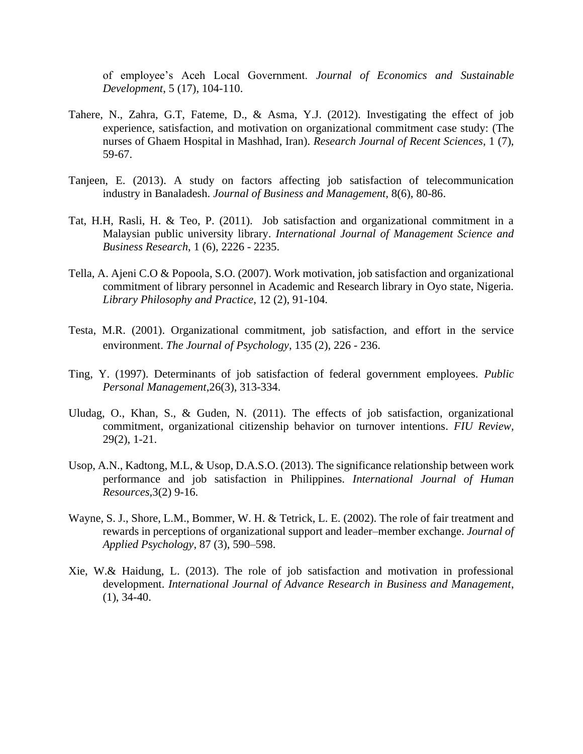of employee’s Aceh Local Government. *Journal of Economics and Sustainable Development*, 5 (17), 104-110.

Tahere, N., Zahra, G.T, Fateme, D., & Asma, Y.J. (2012). Investigating the effect of job experience, satisfaction, and motivation on organizational commitment case study: (The nurses of Ghaem Hospital in Mashhad, Iran). *Research Journal of Recent Sciences*, 1 (7), 59-67.

Tanjeen, E. (2013). A study on factors affecting job satisfaction of telecommunication industry in Banaladesh. *Journal of Business and Management,* 8(6), 80-86.

Tat, H.H, Rasli, H. & Teo, P. (2011). Job satisfaction and organizational commitment in a Malaysian public university library. *International Journal of Management Science and Business Research*, 1 (6), 2226 - 2235.

Tella, A. Ajeni C.O & Popoola, S.O. (2007). Work motivation, job satisfaction and organizational commitment of library personnel in Academic and Research library in Oyo state, Nigeria. *Library Philosophy and Practice*, 12 (2), 91-104.

Testa, M.R. (2001). Organizational commitment, job satisfaction, and effort in the service environment. *The Journal of Psychology*, 135 (2), 226 - 236.

Ting, Y. (1997). Determinants of job satisfaction of federal government employees. *Public Personal Management*,26(3), 313-334.

Uludag, O., Khan, S., & Guden, N. (2011). The effects of job satisfaction, organizational commitment, organizational citizenship behavior on turnover intentions. *FIU Review,* 29(2), 1-21.

Usop, A.N., Kadtong, M.L, & Usop, D.A.S.O. (2013). The significance relationship between work performance and job satisfaction in Philippines. *International Journal of Human Resources,*3(2) 9-16.

Wayne, S. J., Shore, L.M., Bommer, W. H. & Tetrick, L. E. (2002). The role of fair treatment and rewards in perceptions of organizational support and leader–member exchange. *Journal of Applied Psychology*, 87 (3), 590–598.

Xie, W.& Haidung, L. (2013). The role of job satisfaction and motivation in professional development. *International Journal of Advance Research in Business and Management*, (1), 34-40.